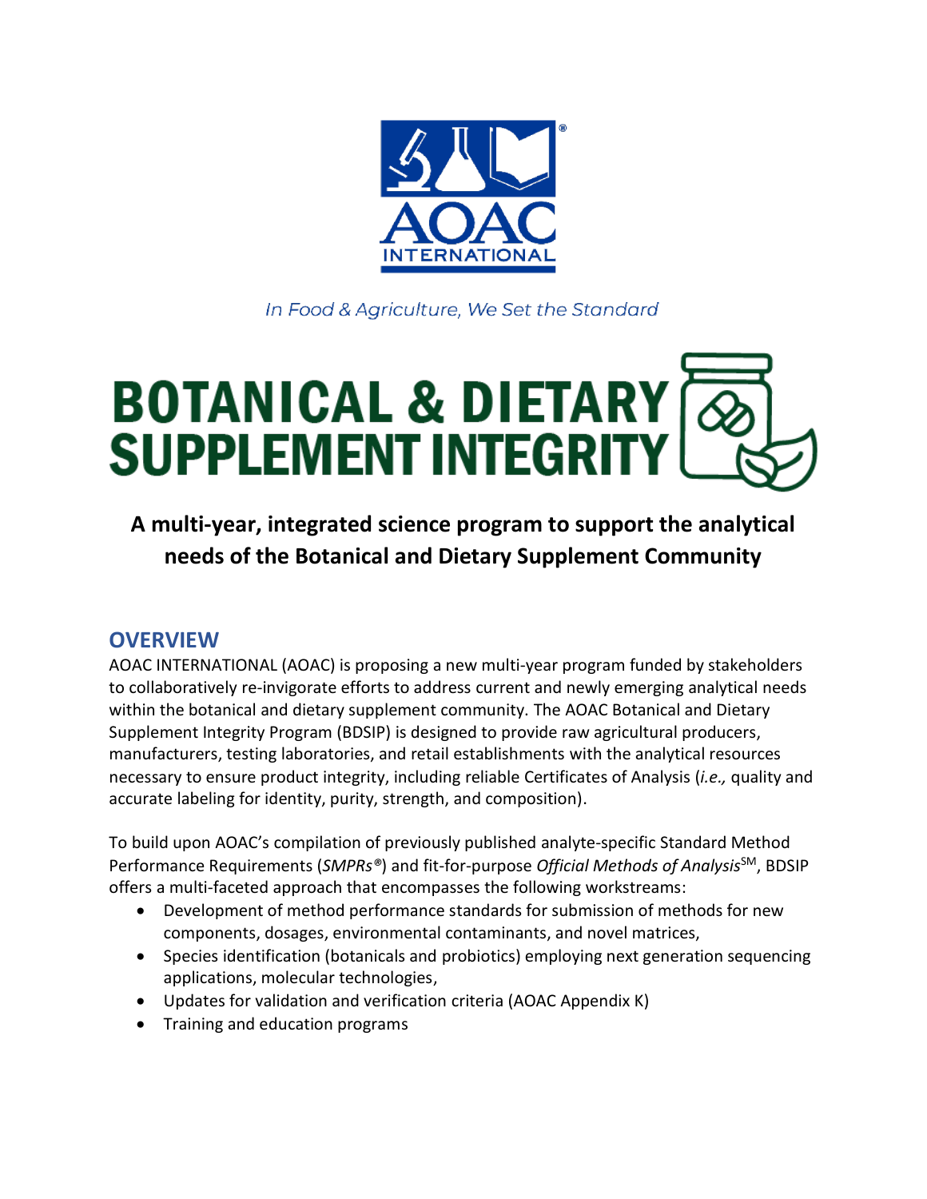AOAC INTERNATIONAL

*In Food & Agriculture, We Set the Standard*

# BOTANICAL & DIETARY SUPPLEMENT INTEGRITY

**A multi-year, integrated science program to support the analytical needs of the Botanical and Dietary Supplement Community**

## OVERVIEW

AOAC INTERNATIONAL (AOAC) is proposing a new multi-year program funded by stakeholders to collaboratively re-invigorate efforts to address current and newly emerging analytical needs within the botanical and dietary supplement community. The AOAC Botanical and Dietary Supplement Integrity Program (BDSIP) is designed to provide raw agricultural producers, manufacturers, testing laboratories, and retail establishments with the analytical resources necessary to ensure product integrity, including reliable Certificates of Analysis (*i.e.,* quality and accurate labeling for identity, purity, strength, and composition).

To build upon AOAC's compilation of previously published analyte-specific Standard Method Performance Requirements (*SMPRs®*) and fit-for-purpose *Official Methods of Analysis*℠, BDSIP offers a multi-faceted approach that encompasses the following workstreams:

- Development of method performance standards for submission of methods for new components, dosages, environmental contaminants, and novel matrices,
- Species identification (botanicals and probiotics) employing next generation sequencing applications, molecular technologies,
- Updates for validation and verification criteria (AOAC Appendix K)
- Training and education programs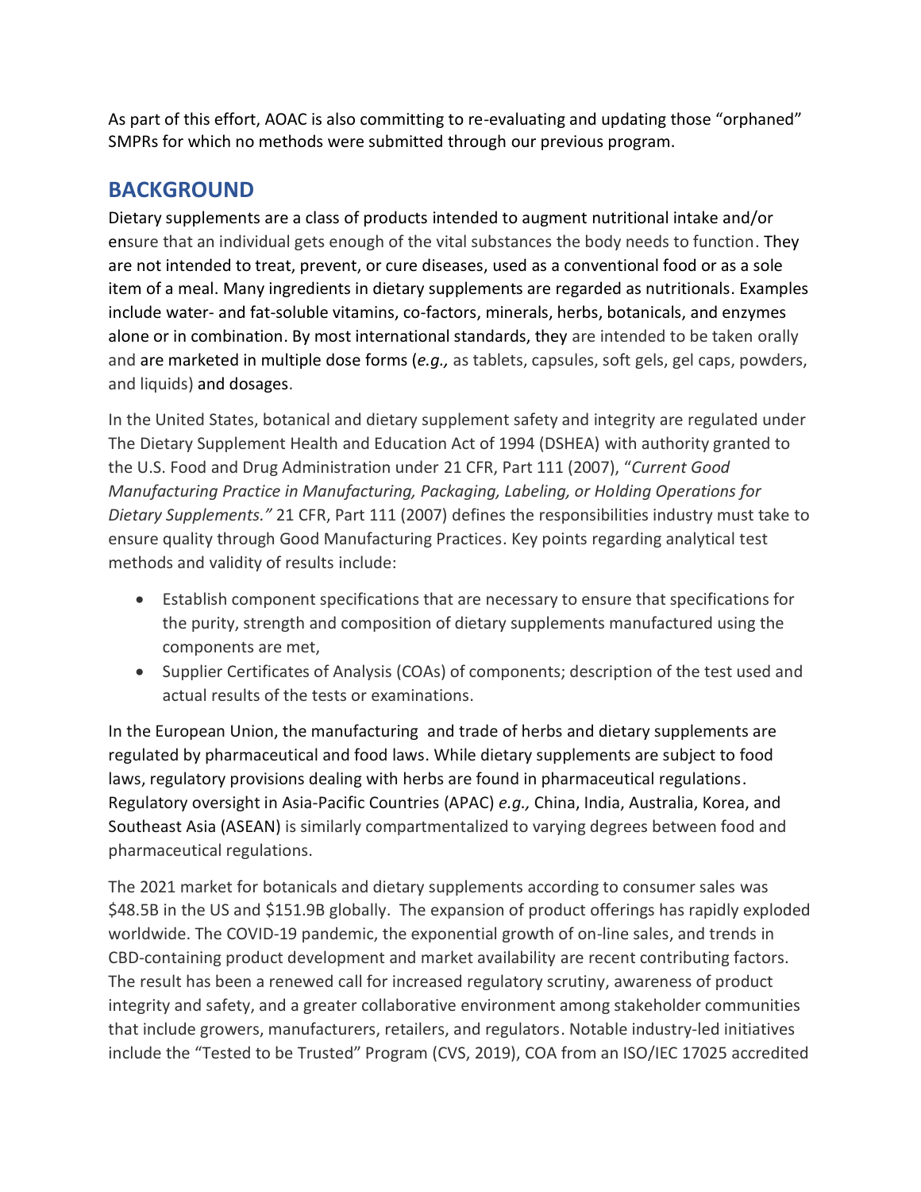As part of this effort, AOAC is also committing to re-evaluating and updating those “orphaned” SMPRs for which no methods were submitted through our previous program.

## BACKGROUND

Dietary supplements are a class of products intended to augment nutritional intake and/or ensure that an individual gets enough of the vital substances the body needs to function. They are not intended to treat, prevent, or cure diseases, used as a conventional food or as a sole item of a meal. Many ingredients in dietary supplements are regarded as nutritionals. Examples include water- and fat-soluble vitamins, co-factors, minerals, herbs, botanicals, and enzymes alone or in combination. By most international standards, they are intended to be taken orally and are marketed in multiple dose forms (*e.g.,* as tablets, capsules, soft gels, gel caps, powders, and liquids) and dosages.

In the United States, botanical and dietary supplement safety and integrity are regulated under The Dietary Supplement Health and Education Act of 1994 (DSHEA) with authority granted to the U.S. Food and Drug Administration under 21 CFR, Part 111 (2007), “*Current Good Manufacturing Practice in Manufacturing, Packaging, Labeling, or Holding Operations for Dietary Supplements.”* 21 CFR, Part 111 (2007) defines the responsibilities industry must take to ensure quality through Good Manufacturing Practices. Key points regarding analytical test methods and validity of results include:

- Establish component specifications that are necessary to ensure that specifications for the purity, strength and composition of dietary supplements manufactured using the components are met,
- Supplier Certificates of Analysis (COAs) of components; description of the test used and actual results of the tests or examinations.

In the European Union, the manufacturing and trade of herbs and dietary supplements are regulated by pharmaceutical and food laws. While dietary supplements are subject to food laws, regulatory provisions dealing with herbs are found in pharmaceutical regulations. Regulatory oversight in Asia-Pacific Countries (APAC) *e.g.,* China, India, Australia, Korea, and Southeast Asia (ASEAN) is similarly compartmentalized to varying degrees between food and pharmaceutical regulations.

The 2021 market for botanicals and dietary supplements according to consumer sales was $48.5B in the US and $151.9B globally. The expansion of product offerings has rapidly exploded worldwide. The COVID-19 pandemic, the exponential growth of on-line sales, and trends in CBD-containing product development and market availability are recent contributing factors. The result has been a renewed call for increased regulatory scrutiny, awareness of product integrity and safety, and a greater collaborative environment among stakeholder communities that include growers, manufacturers, retailers, and regulators. Notable industry-led initiatives include the “Tested to be Trusted” Program (CVS, 2019), COA from an ISO/IEC 17025 accredited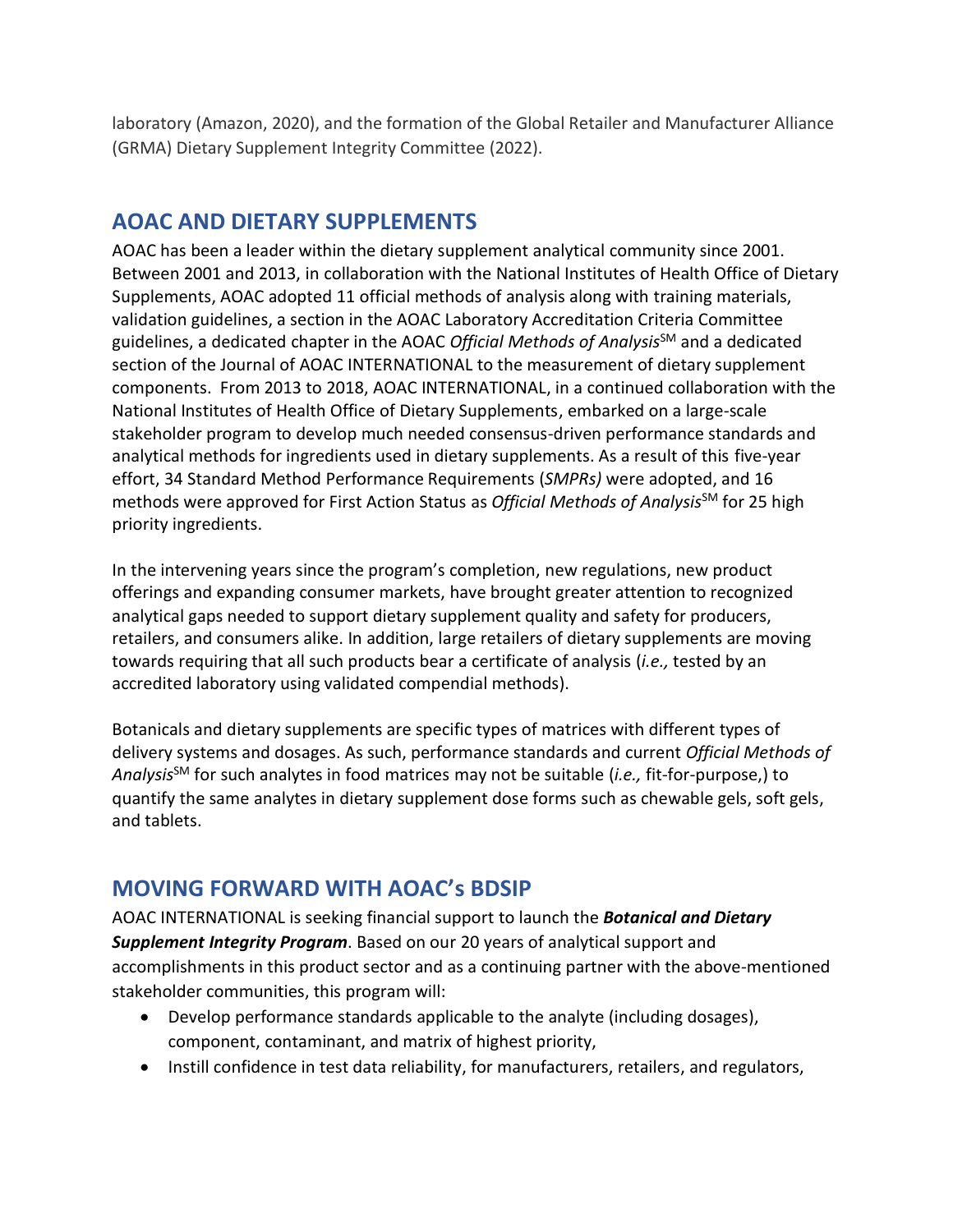laboratory (Amazon, 2020), and the formation of the Global Retailer and Manufacturer Alliance (GRMA) Dietary Supplement Integrity Committee (2022).

## AOAC AND DIETARY SUPPLEMENTS

AOAC has been a leader within the dietary supplement analytical community since 2001. Between 2001 and 2013, in collaboration with the National Institutes of Health Office of Dietary Supplements, AOAC adopted 11 official methods of analysis along with training materials, validation guidelines, a section in the AOAC Laboratory Accreditation Criteria Committee guidelines, a dedicated chapter in the AOAC *Official Methods of Analysis*SM and a dedicated section of the Journal of AOAC INTERNATIONAL to the measurement of dietary supplement components. From 2013 to 2018, AOAC INTERNATIONAL, in a continued collaboration with the National Institutes of Health Office of Dietary Supplements, embarked on a large-scale stakeholder program to develop much needed consensus-driven performance standards and analytical methods for ingredients used in dietary supplements. As a result of this five-year effort, 34 Standard Method Performance Requirements (*SMPRs)* were adopted, and 16 methods were approved for First Action Status as *Official Methods of Analysis*SM for 25 high priority ingredients.

In the intervening years since the program's completion, new regulations, new product offerings and expanding consumer markets, have brought greater attention to recognized analytical gaps needed to support dietary supplement quality and safety for producers, retailers, and consumers alike. In addition, large retailers of dietary supplements are moving towards requiring that all such products bear a certificate of analysis (*i.e.,* tested by an accredited laboratory using validated compendial methods).

Botanicals and dietary supplements are specific types of matrices with different types of delivery systems and dosages. As such, performance standards and current *Official Methods of Analysis*SM for such analytes in food matrices may not be suitable (*i.e.,* fit-for-purpose,) to quantify the same analytes in dietary supplement dose forms such as chewable gels, soft gels, and tablets.

## MOVING FORWARD WITH AOAC's BDSIP

AOAC INTERNATIONAL is seeking financial support to launch the ***Botanical and Dietary Supplement Integrity Program***. Based on our 20 years of analytical support and accomplishments in this product sector and as a continuing partner with the above-mentioned stakeholder communities, this program will:

- Develop performance standards applicable to the analyte (including dosages), component, contaminant, and matrix of highest priority,
- Instill confidence in test data reliability, for manufacturers, retailers, and regulators,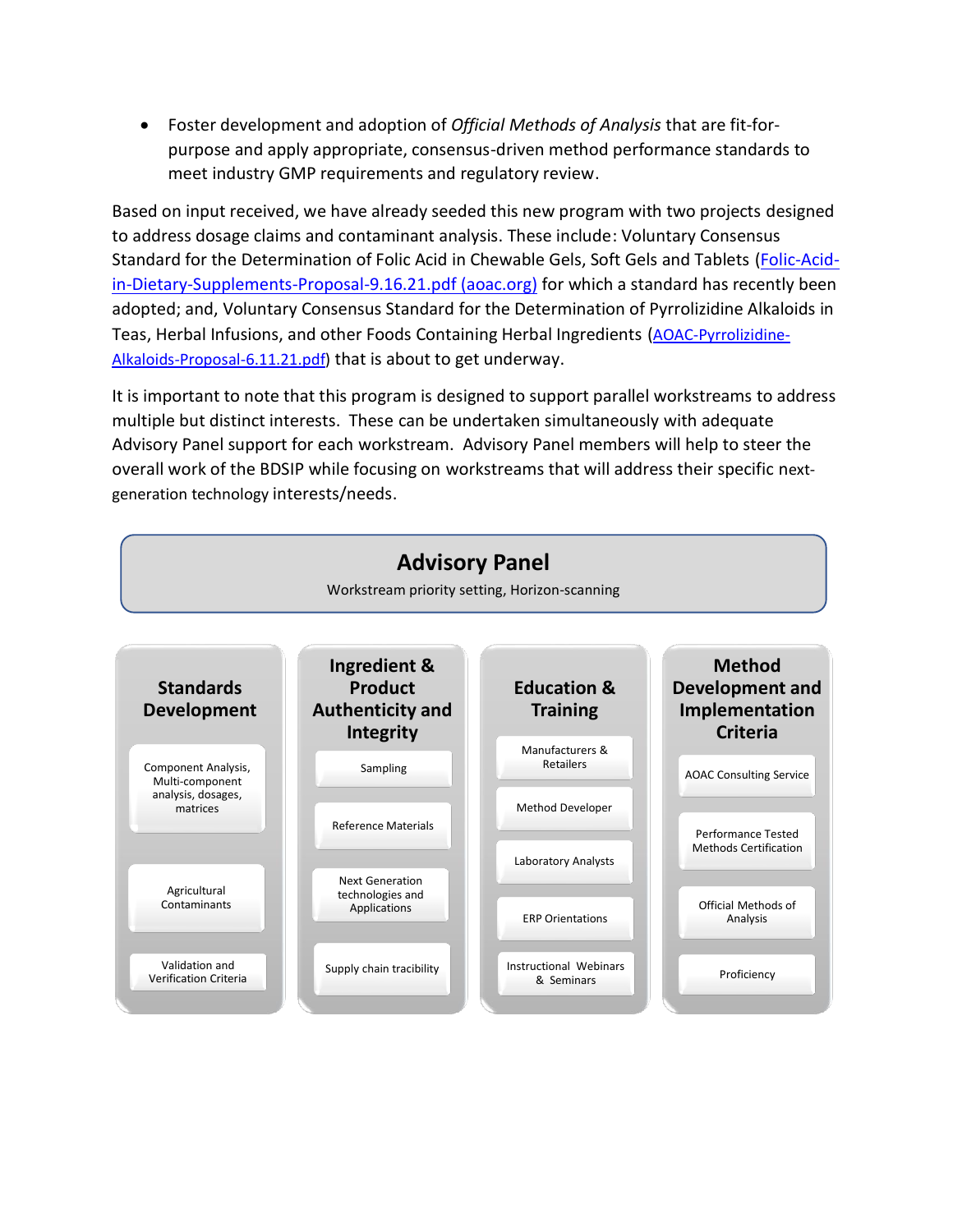- Foster development and adoption of *Official Methods of Analysis* that are fit-for-purpose and apply appropriate, consensus-driven method performance standards to meet industry GMP requirements and regulatory review.

Based on input received, we have already seeded this new program with two projects designed to address dosage claims and contaminant analysis. These include: Voluntary Consensus Standard for the Determination of Folic Acid in Chewable Gels, Soft Gels and Tablets ([Folic-Acid-in-Dietary-Supplements-Proposal-9.16.21.pdf (aoac.org)]()) for which a standard has recently been adopted; and, Voluntary Consensus Standard for the Determination of Pyrrolizidine Alkaloids in Teas, Herbal Infusions, and other Foods Containing Herbal Ingredients ([AOAC-Pyrrolizidine-Alkaloids-Proposal-6.11.21.pdf]()) that is about to get underway.

It is important to note that this program is designed to support parallel workstreams to address multiple but distinct interests. These can be undertaken simultaneously with adequate Advisory Panel support for each workstream. Advisory Panel members will help to steer the overall work of the BDSIP while focusing on workstreams that will address their specific next-generation technology interests/needs.

**Advisory Panel**

Workstream priority setting, Horizon-scanning

| Standards Development | Ingredient & Product Authenticity and Integrity | Education & Training | Method Development and Implementation Criteria |
|---|---|---|---|
| Component Analysis, Multi-component analysis, dosages, matrices | Sampling | Manufacturers & Retailers | AOAC Consulting Service |
| Agricultural Contaminants | Reference Materials | Method Developer | Performance Tested Methods Certification |
| Validation and Verification Criteria | Next Generation technologies and Applications | Laboratory Analysts | Official Methods of Analysis |
| | Supply chain tracibility | ERP Orientations | Proficiency |
| | | Instructional Webinars & Seminars | |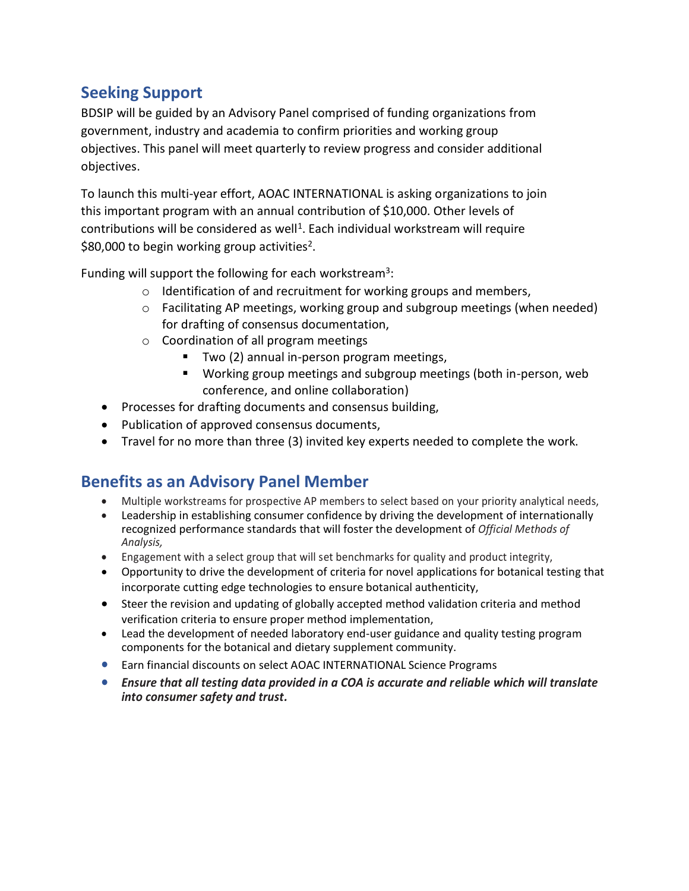## Seeking Support

BDSIP will be guided by an Advisory Panel comprised of funding organizations from government, industry and academia to confirm priorities and working group objectives. This panel will meet quarterly to review progress and consider additional objectives.

To launch this multi-year effort, AOAC INTERNATIONAL is asking organizations to join this important program with an annual contribution of $10,000. Other levels of contributions will be considered as well[1]. Each individual workstream will require $80,000 to begin working group activities[2].

Funding will support the following for each workstream[3]:

- Identification of and recruitment for working groups and members,
- Facilitating AP meetings, working group and subgroup meetings (when needed) for drafting of consensus documentation,
- Coordination of all program meetings
    - Two (2) annual in-person program meetings,
    - Working group meetings and subgroup meetings (both in-person, web conference, and online collaboration)
- Processes for drafting documents and consensus building,
- Publication of approved consensus documents,
- Travel for no more than three (3) invited key experts needed to complete the work.

## Benefits as an Advisory Panel Member

- Multiple workstreams for prospective AP members to select based on your priority analytical needs,
- Leadership in establishing consumer confidence by driving the development of internationally recognized performance standards that will foster the development of *Official Methods of Analysis,*
- Engagement with a select group that will set benchmarks for quality and product integrity,
- Opportunity to drive the development of criteria for novel applications for botanical testing that incorporate cutting edge technologies to ensure botanical authenticity,
- Steer the revision and updating of globally accepted method validation criteria and method verification criteria to ensure proper method implementation,
- Lead the development of needed laboratory end-user guidance and quality testing program components for the botanical and dietary supplement community.
- Earn financial discounts on select AOAC INTERNATIONAL Science Programs
- ***Ensure that all testing data provided in a COA is accurate and reliable which will translate into consumer safety and trust.***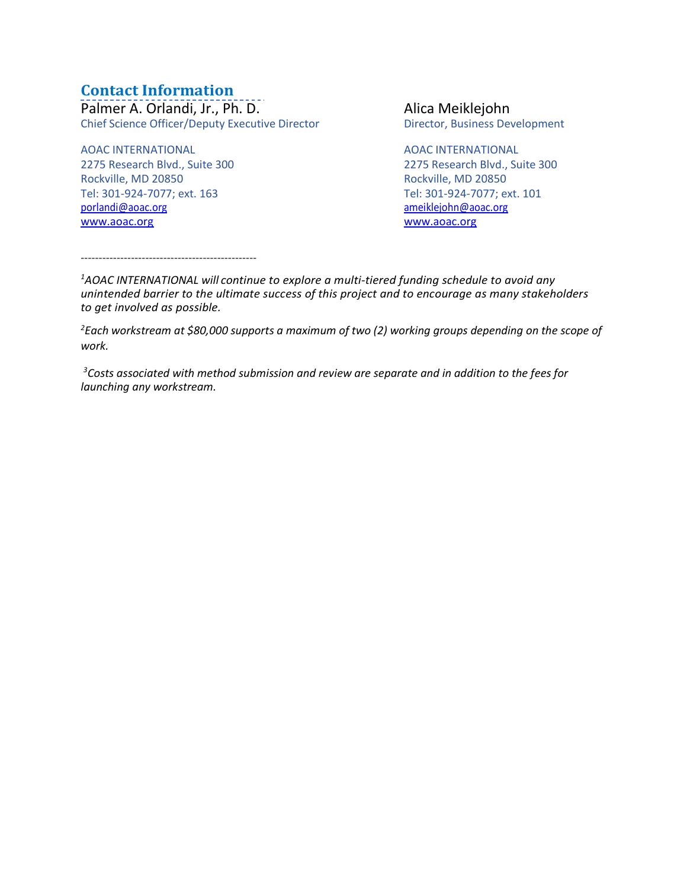## Contact Information

Palmer A. Orlandi, Jr., Ph. D.
Chief Science Officer/Deputy Executive Director

AOAC INTERNATIONAL
2275 Research Blvd., Suite 300
Rockville, MD 20850
Tel: 301-924-7077; ext. 163
porlandi@aoac.org
www.aoac.org

Alica Meiklejohn
Director, Business Development

AOAC INTERNATIONAL
2275 Research Blvd., Suite 300
Rockville, MD 20850
Tel: 301-924-7077; ext. 101
ameiklejohn@aoac.org
www.aoac.org

---

*[1]AOAC INTERNATIONAL will continue to explore a multi-tiered funding schedule to avoid any unintended barrier to the ultimate success of this project and to encourage as many stakeholders to get involved as possible.*

*[2]Each workstream at $80,000 supports a maximum of two (2) working groups depending on the scope of work.*

*[3]Costs associated with method submission and review are separate and in addition to the fees for launching any workstream.*